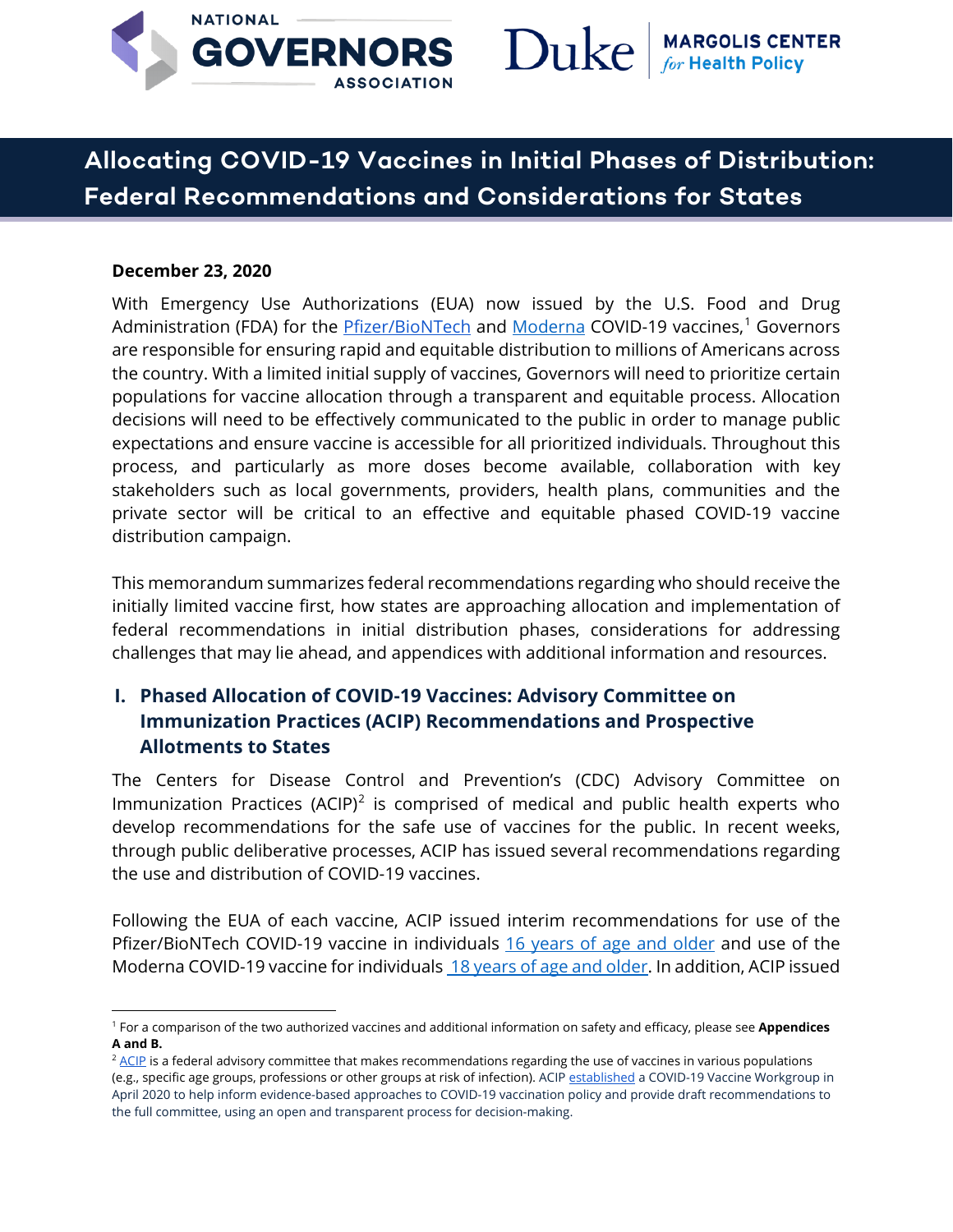# Allocating COVID-19 Vaccines in Initial Phases of Distribution: Federal Recommendations and Considerations for States

**December 23, 2020**

With Emergency Use Authorizations (EUA) now issued by the U.S. Food and Drug Administration (FDA) for the Pfizer/BioNTech and Moderna COVID-19 vaccines,[1] Governors are responsible for ensuring rapid and equitable distribution to millions of Americans across the country. With a limited initial supply of vaccines, Governors will need to prioritize certain populations for vaccine allocation through a transparent and equitable process. Allocation decisions will need to be effectively communicated to the public in order to manage public expectations and ensure vaccine is accessible for all prioritized individuals. Throughout this process, and particularly as more doses become available, collaboration with key stakeholders such as local governments, providers, health plans, communities and the private sector will be critical to an effective and equitable phased COVID-19 vaccine distribution campaign.

This memorandum summarizes federal recommendations regarding who should receive the initially limited vaccine first, how states are approaching allocation and implementation of federal recommendations in initial distribution phases, considerations for addressing challenges that may lie ahead, and appendices with additional information and resources.

## I. Phased Allocation of COVID-19 Vaccines: Advisory Committee on Immunization Practices (ACIP) Recommendations and Prospective Allotments to States

The Centers for Disease Control and Prevention's (CDC) Advisory Committee on Immunization Practices (ACIP)[2] is comprised of medical and public health experts who develop recommendations for the safe use of vaccines for the public. In recent weeks, through public deliberative processes, ACIP has issued several recommendations regarding the use and distribution of COVID-19 vaccines.

Following the EUA of each vaccine, ACIP issued interim recommendations for use of the Pfizer/BioNTech COVID-19 vaccine in individuals 16 years of age and older and use of the Moderna COVID-19 vaccine for individuals 18 years of age and older. In addition, ACIP issued

---

[1] For a comparison of the two authorized vaccines and additional information on safety and efficacy, please see **Appendices A and B.**

[2] ACIP is a federal advisory committee that makes recommendations regarding the use of vaccines in various populations (e.g., specific age groups, professions or other groups at risk of infection). ACIP established a COVID-19 Vaccine Workgroup in April 2020 to help inform evidence-based approaches to COVID-19 vaccination policy and provide draft recommendations to the full committee, using an open and transparent process for decision-making.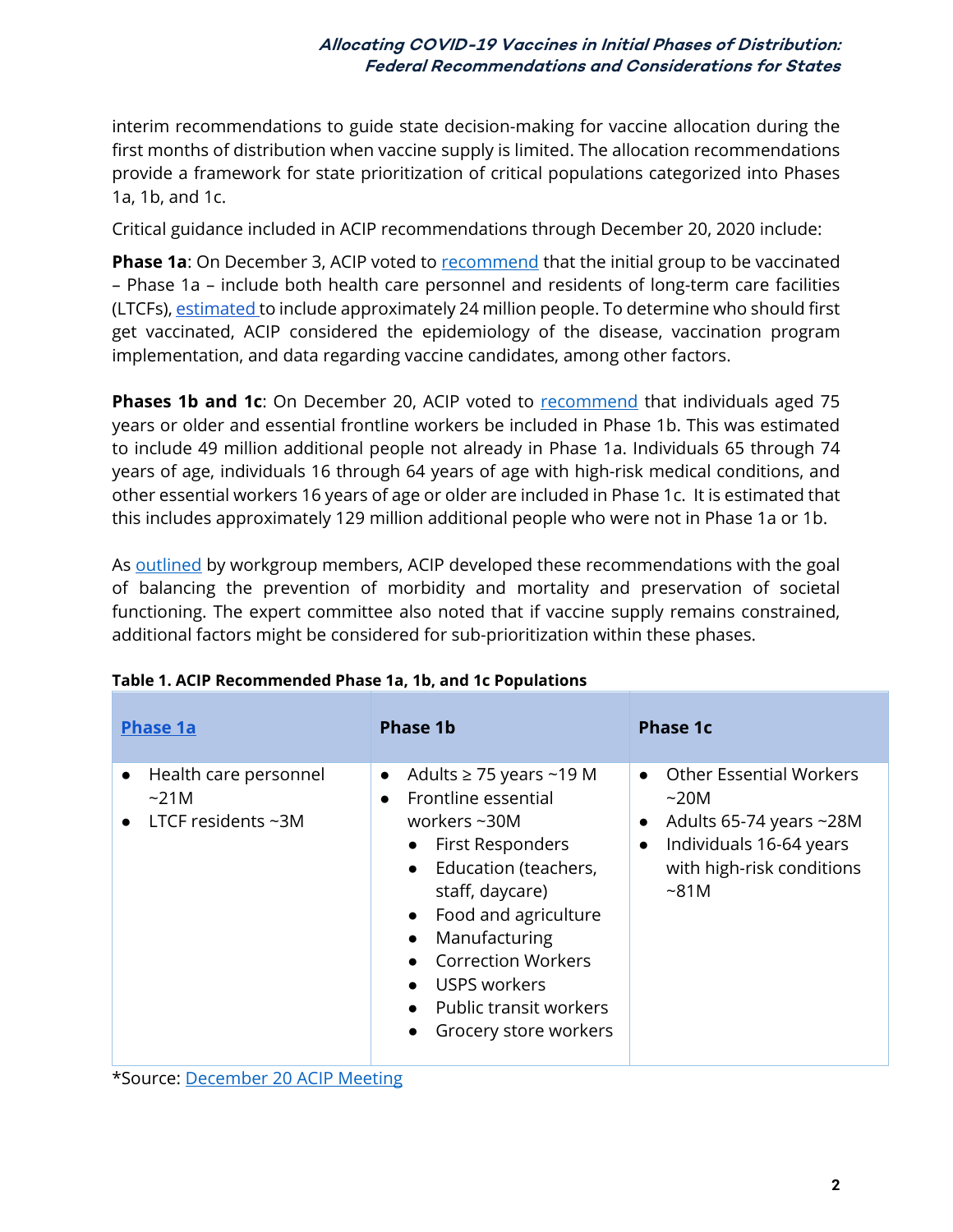interim recommendations to guide state decision-making for vaccine allocation during the first months of distribution when vaccine supply is limited. The allocation recommendations provide a framework for state prioritization of critical populations categorized into Phases 1a, 1b, and 1c.

Critical guidance included in ACIP recommendations through December 20, 2020 include:

**Phase 1a**: On December 3, ACIP voted to recommend that the initial group to be vaccinated – Phase 1a – include both health care personnel and residents of long-term care facilities (LTCFs), estimated to include approximately 24 million people. To determine who should first get vaccinated, ACIP considered the epidemiology of the disease, vaccination program implementation, and data regarding vaccine candidates, among other factors.

**Phases 1b and 1c**: On December 20, ACIP voted to recommend that individuals aged 75 years or older and essential frontline workers be included in Phase 1b. This was estimated to include 49 million additional people not already in Phase 1a. Individuals 65 through 74 years of age, individuals 16 through 64 years of age with high-risk medical conditions, and other essential workers 16 years of age or older are included in Phase 1c. It is estimated that this includes approximately 129 million additional people who were not in Phase 1a or 1b.

As outlined by workgroup members, ACIP developed these recommendations with the goal of balancing the prevention of morbidity and mortality and preservation of societal functioning. The expert committee also noted that if vaccine supply remains constrained, additional factors might be considered for sub-prioritization within these phases.

**Table 1. ACIP Recommended Phase 1a, 1b, and 1c Populations**

| Phase 1a | Phase 1b | Phase 1c |
|---|---|---|
| • Health care personnel ~21M<br>• LTCF residents ~3M | • Adults ≥ 75 years ~19 M<br>• Frontline essential workers ~30M<br>  ◦ First Responders<br>  ◦ Education (teachers, staff, daycare)<br>  ◦ Food and agriculture<br>  ◦ Manufacturing<br>  ◦ Correction Workers<br>  ◦ USPS workers<br>  ◦ Public transit workers<br>  ◦ Grocery store workers | • Other Essential Workers ~20M<br>• Adults 65-74 years ~28M<br>• Individuals 16-64 years with high-risk conditions ~81M |

*Source: December 20 ACIP Meeting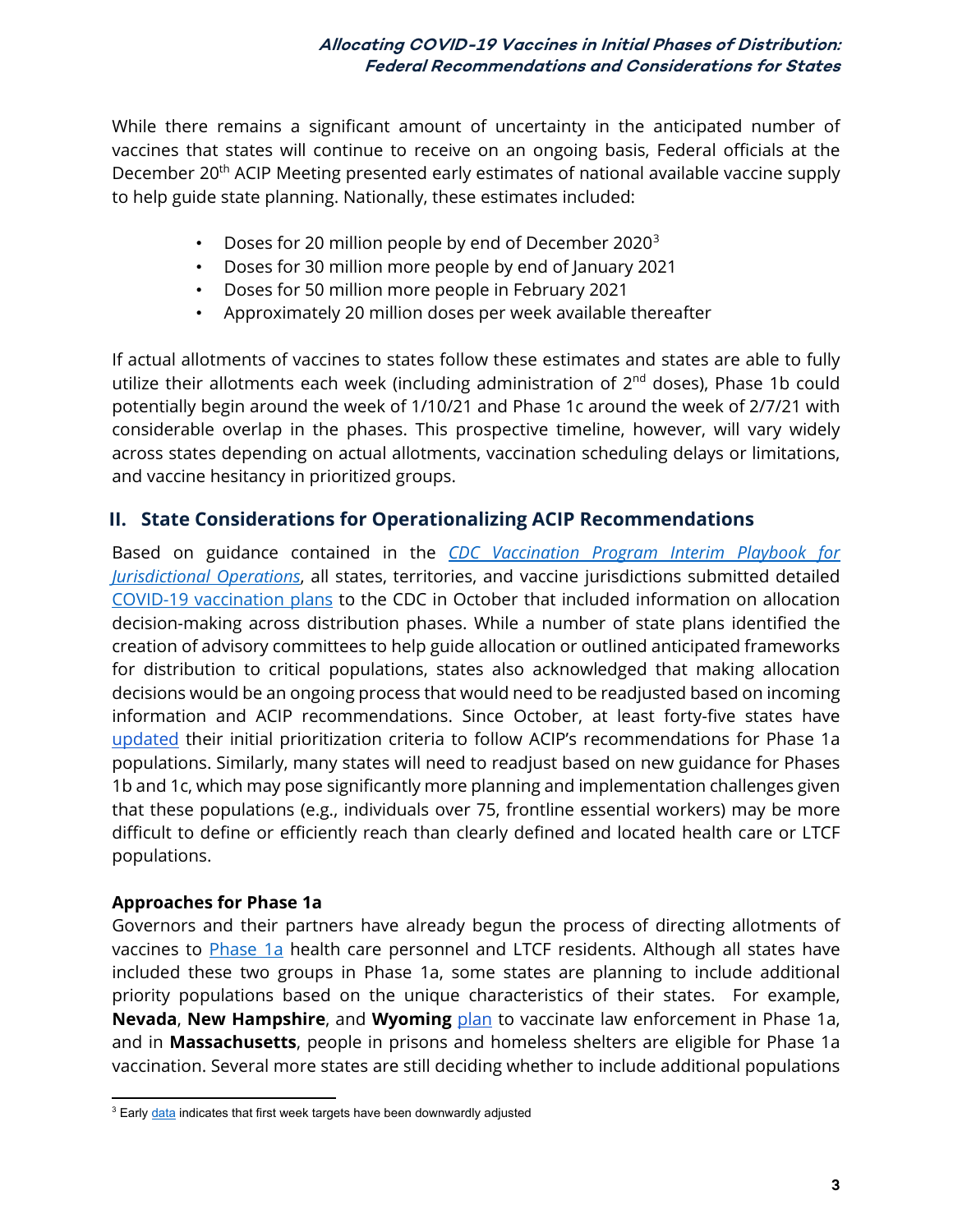While there remains a significant amount of uncertainty in the anticipated number of vaccines that states will continue to receive on an ongoing basis, Federal officials at the December 20th ACIP Meeting presented early estimates of national available vaccine supply to help guide state planning. Nationally, these estimates included:

- Doses for 20 million people by end of December 2020[3]
- Doses for 30 million more people by end of January 2021
- Doses for 50 million more people in February 2021
- Approximately 20 million doses per week available thereafter

If actual allotments of vaccines to states follow these estimates and states are able to fully utilize their allotments each week (including administration of 2nd doses), Phase 1b could potentially begin around the week of 1/10/21 and Phase 1c around the week of 2/7/21 with considerable overlap in the phases. This prospective timeline, however, will vary widely across states depending on actual allotments, vaccination scheduling delays or limitations, and vaccine hesitancy in prioritized groups.

## II. State Considerations for Operationalizing ACIP Recommendations

Based on guidance contained in the *CDC Vaccination Program Interim Playbook for Jurisdictional Operations*, all states, territories, and vaccine jurisdictions submitted detailed COVID-19 vaccination plans to the CDC in October that included information on allocation decision-making across distribution phases. While a number of state plans identified the creation of advisory committees to help guide allocation or outlined anticipated frameworks for distribution to critical populations, states also acknowledged that making allocation decisions would be an ongoing process that would need to be readjusted based on incoming information and ACIP recommendations. Since October, at least forty-five states have updated their initial prioritization criteria to follow ACIP's recommendations for Phase 1a populations. Similarly, many states will need to readjust based on new guidance for Phases 1b and 1c, which may pose significantly more planning and implementation challenges given that these populations (e.g., individuals over 75, frontline essential workers) may be more difficult to define or efficiently reach than clearly defined and located health care or LTCF populations.

### Approaches for Phase 1a

Governors and their partners have already begun the process of directing allotments of vaccines to Phase 1a health care personnel and LTCF residents. Although all states have included these two groups in Phase 1a, some states are planning to include additional priority populations based on the unique characteristics of their states. For example, **Nevada**, **New Hampshire**, and **Wyoming** plan to vaccinate law enforcement in Phase 1a, and in **Massachusetts**, people in prisons and homeless shelters are eligible for Phase 1a vaccination. Several more states are still deciding whether to include additional populations

[3] Early data indicates that first week targets have been downwardly adjusted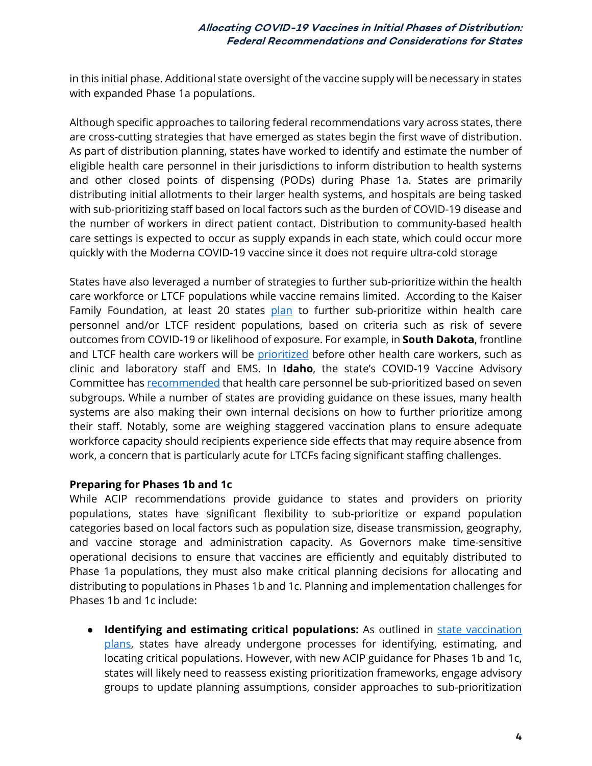in this initial phase. Additional state oversight of the vaccine supply will be necessary in states with expanded Phase 1a populations.

Although specific approaches to tailoring federal recommendations vary across states, there are cross-cutting strategies that have emerged as states begin the first wave of distribution. As part of distribution planning, states have worked to identify and estimate the number of eligible health care personnel in their jurisdictions to inform distribution to health systems and other closed points of dispensing (PODs) during Phase 1a. States are primarily distributing initial allotments to their larger health systems, and hospitals are being tasked with sub-prioritizing staff based on local factors such as the burden of COVID-19 disease and the number of workers in direct patient contact. Distribution to community-based health care settings is expected to occur as supply expands in each state, which could occur more quickly with the Moderna COVID-19 vaccine since it does not require ultra-cold storage

States have also leveraged a number of strategies to further sub-prioritize within the health care workforce or LTCF populations while vaccine remains limited. According to the Kaiser Family Foundation, at least 20 states plan to further sub-prioritize within health care personnel and/or LTCF resident populations, based on criteria such as risk of severe outcomes from COVID-19 or likelihood of exposure. For example, in **South Dakota**, frontline and LTCF health care workers will be prioritized before other health care workers, such as clinic and laboratory staff and EMS. In **Idaho**, the state's COVID-19 Vaccine Advisory Committee has recommended that health care personnel be sub-prioritized based on seven subgroups. While a number of states are providing guidance on these issues, many health systems are also making their own internal decisions on how to further prioritize among their staff. Notably, some are weighing staggered vaccination plans to ensure adequate workforce capacity should recipients experience side effects that may require absence from work, a concern that is particularly acute for LTCFs facing significant staffing challenges.

**Preparing for Phases 1b and 1c**

While ACIP recommendations provide guidance to states and providers on priority populations, states have significant flexibility to sub-prioritize or expand population categories based on local factors such as population size, disease transmission, geography, and vaccine storage and administration capacity. As Governors make time-sensitive operational decisions to ensure that vaccines are efficiently and equitably distributed to Phase 1a populations, they must also make critical planning decisions for allocating and distributing to populations in Phases 1b and 1c. Planning and implementation challenges for Phases 1b and 1c include:

- **Identifying and estimating critical populations:** As outlined in state vaccination plans, states have already undergone processes for identifying, estimating, and locating critical populations. However, with new ACIP guidance for Phases 1b and 1c, states will likely need to reassess existing prioritization frameworks, engage advisory groups to update planning assumptions, consider approaches to sub-prioritization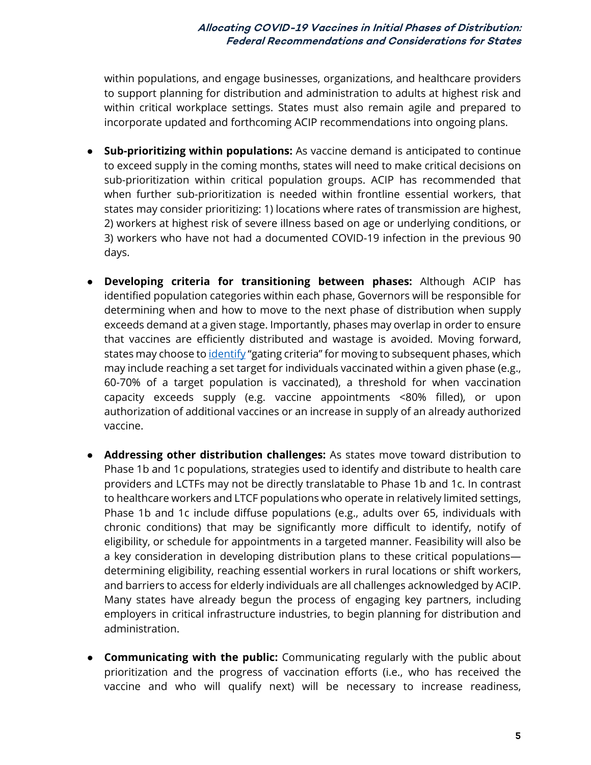within populations, and engage businesses, organizations, and healthcare providers to support planning for distribution and administration to adults at highest risk and within critical workplace settings. States must also remain agile and prepared to incorporate updated and forthcoming ACIP recommendations into ongoing plans.

- **Sub-prioritizing within populations:** As vaccine demand is anticipated to continue to exceed supply in the coming months, states will need to make critical decisions on sub-prioritization within critical population groups. ACIP has recommended that when further sub-prioritization is needed within frontline essential workers, that states may consider prioritizing: 1) locations where rates of transmission are highest, 2) workers at highest risk of severe illness based on age or underlying conditions, or 3) workers who have not had a documented COVID-19 infection in the previous 90 days.

- **Developing criteria for transitioning between phases:** Although ACIP has identified population categories within each phase, Governors will be responsible for determining when and how to move to the next phase of distribution when supply exceeds demand at a given stage. Importantly, phases may overlap in order to ensure that vaccines are efficiently distributed and wastage is avoided. Moving forward, states may choose to identify "gating criteria" for moving to subsequent phases, which may include reaching a set target for individuals vaccinated within a given phase (e.g., 60-70% of a target population is vaccinated), a threshold for when vaccination capacity exceeds supply (e.g. vaccine appointments <80% filled), or upon authorization of additional vaccines or an increase in supply of an already authorized vaccine.

- **Addressing other distribution challenges:** As states move toward distribution to Phase 1b and 1c populations, strategies used to identify and distribute to health care providers and LCTFs may not be directly translatable to Phase 1b and 1c. In contrast to healthcare workers and LTCF populations who operate in relatively limited settings, Phase 1b and 1c include diffuse populations (e.g., adults over 65, individuals with chronic conditions) that may be significantly more difficult to identify, notify of eligibility, or schedule for appointments in a targeted manner. Feasibility will also be a key consideration in developing distribution plans to these critical populations—determining eligibility, reaching essential workers in rural locations or shift workers, and barriers to access for elderly individuals are all challenges acknowledged by ACIP. Many states have already begun the process of engaging key partners, including employers in critical infrastructure industries, to begin planning for distribution and administration.

- **Communicating with the public:** Communicating regularly with the public about prioritization and the progress of vaccination efforts (i.e., who has received the vaccine and who will qualify next) will be necessary to increase readiness,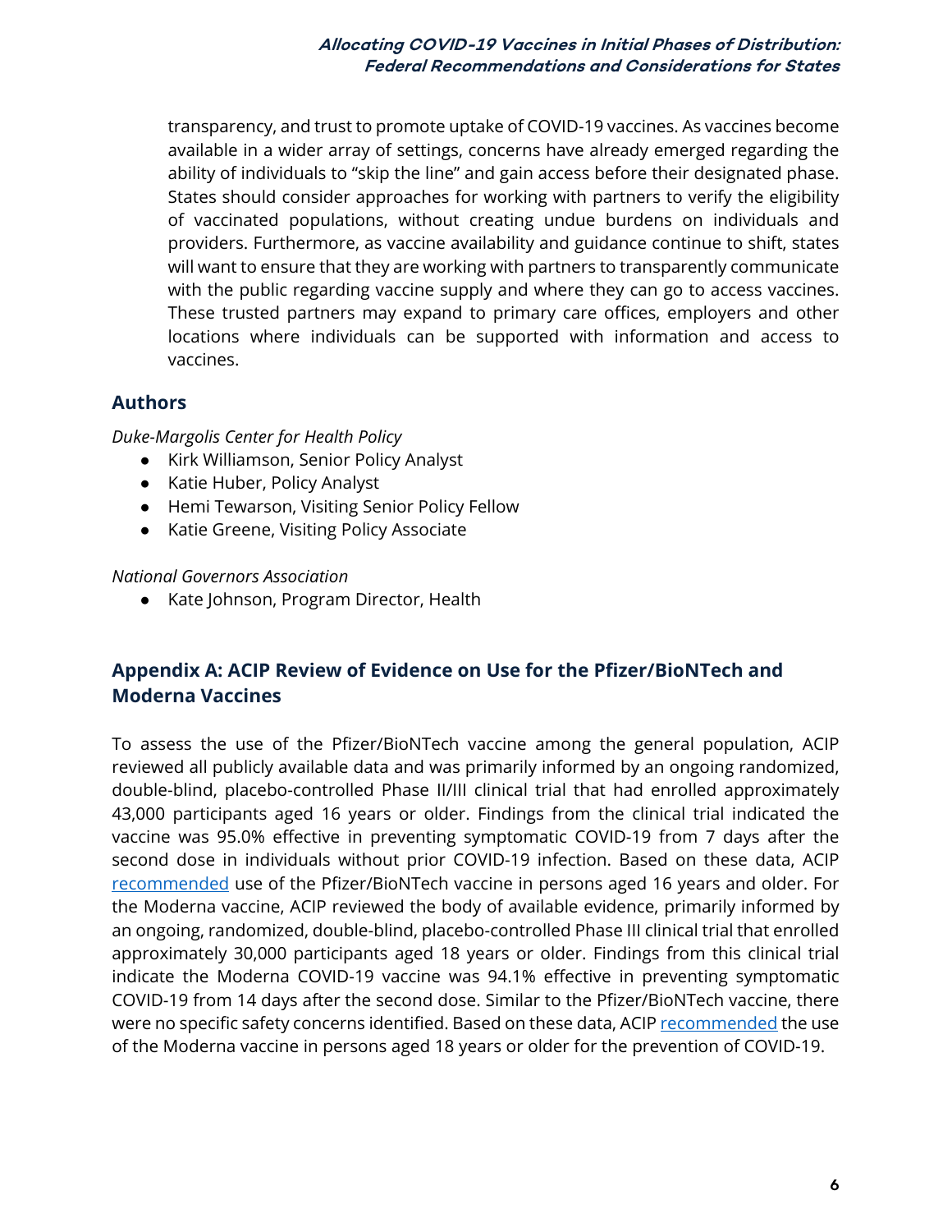transparency, and trust to promote uptake of COVID-19 vaccines. As vaccines become available in a wider array of settings, concerns have already emerged regarding the ability of individuals to "skip the line" and gain access before their designated phase. States should consider approaches for working with partners to verify the eligibility of vaccinated populations, without creating undue burdens on individuals and providers. Furthermore, as vaccine availability and guidance continue to shift, states will want to ensure that they are working with partners to transparently communicate with the public regarding vaccine supply and where they can go to access vaccines. These trusted partners may expand to primary care offices, employers and other locations where individuals can be supported with information and access to vaccines.

## Authors

*Duke-Margolis Center for Health Policy*

- Kirk Williamson, Senior Policy Analyst
- Katie Huber, Policy Analyst
- Hemi Tewarson, Visiting Senior Policy Fellow
- Katie Greene, Visiting Policy Associate

*National Governors Association*

- Kate Johnson, Program Director, Health

## Appendix A: ACIP Review of Evidence on Use for the Pfizer/BioNTech and Moderna Vaccines

To assess the use of the Pfizer/BioNTech vaccine among the general population, ACIP reviewed all publicly available data and was primarily informed by an ongoing randomized, double-blind, placebo-controlled Phase II/III clinical trial that had enrolled approximately 43,000 participants aged 16 years or older. Findings from the clinical trial indicated the vaccine was 95.0% effective in preventing symptomatic COVID-19 from 7 days after the second dose in individuals without prior COVID-19 infection. Based on these data, ACIP recommended use of the Pfizer/BioNTech vaccine in persons aged 16 years and older. For the Moderna vaccine, ACIP reviewed the body of available evidence, primarily informed by an ongoing, randomized, double-blind, placebo-controlled Phase III clinical trial that enrolled approximately 30,000 participants aged 18 years or older. Findings from this clinical trial indicate the Moderna COVID-19 vaccine was 94.1% effective in preventing symptomatic COVID-19 from 14 days after the second dose. Similar to the Pfizer/BioNTech vaccine, there were no specific safety concerns identified. Based on these data, ACIP recommended the use of the Moderna vaccine in persons aged 18 years or older for the prevention of COVID-19.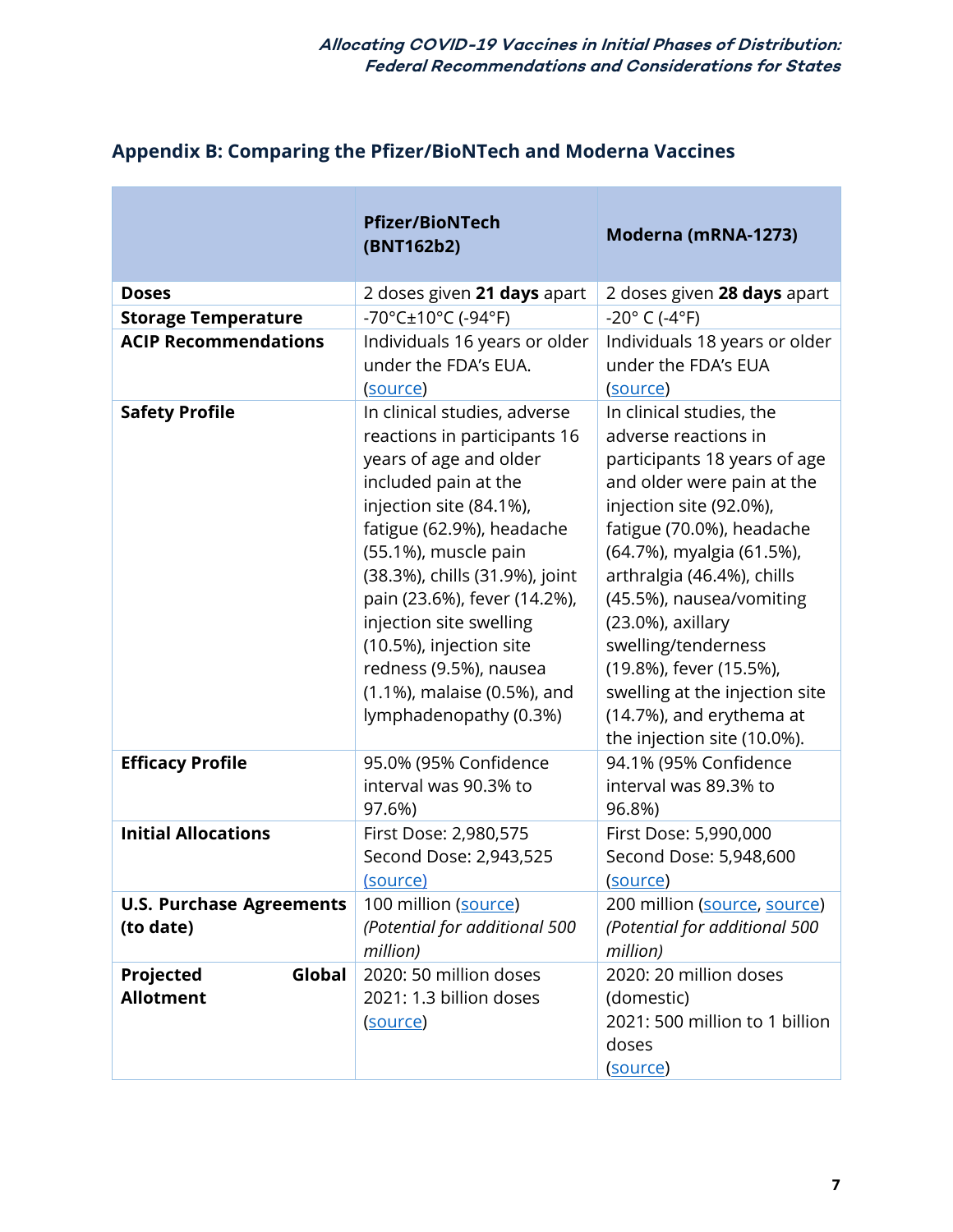## Appendix B: Comparing the Pfizer/BioNTech and Moderna Vaccines

| | **Pfizer/BioNTech (BNT162b2)** | **Moderna (mRNA-1273)** |
|---|---|---|
| **Doses** | 2 doses given **21 days** apart | 2 doses given **28 days** apart |
| **Storage Temperature** | -70°C±10°C (-94°F) | -20° C (-4°F) |
| **ACIP Recommendations** | Individuals 16 years or older under the FDA's EUA. (source) | Individuals 18 years or older under the FDA's EUA (source) |
| **Safety Profile** | In clinical studies, adverse reactions in participants 16 years of age and older included pain at the injection site (84.1%), fatigue (62.9%), headache (55.1%), muscle pain (38.3%), chills (31.9%), joint pain (23.6%), fever (14.2%), injection site swelling (10.5%), injection site redness (9.5%), nausea (1.1%), malaise (0.5%), and lymphadenopathy (0.3%) | In clinical studies, the adverse reactions in participants 18 years of age and older were pain at the injection site (92.0%), fatigue (70.0%), headache (64.7%), myalgia (61.5%), arthralgia (46.4%), chills (45.5%), nausea/vomiting (23.0%), axillary swelling/tenderness (19.8%), fever (15.5%), swelling at the injection site (14.7%), and erythema at the injection site (10.0%). |
| **Efficacy Profile** | 95.0% (95% Confidence interval was 90.3% to 97.6%) | 94.1% (95% Confidence interval was 89.3% to 96.8%) |
| **Initial Allocations** | First Dose: 2,980,575<br>Second Dose: 2,943,525<br>(source) | First Dose: 5,990,000<br>Second Dose: 5,948,600<br>(source) |
| **U.S. Purchase Agreements (to date)** | 100 million (source)<br>*(Potential for additional 500 million)* | 200 million (source, source)<br>*(Potential for additional 500 million)* |
| **Projected Global Allotment** | 2020: 50 million doses<br>2021: 1.3 billion doses<br>(source) | 2020: 20 million doses (domestic)<br>2021: 500 million to 1 billion doses<br>(source) |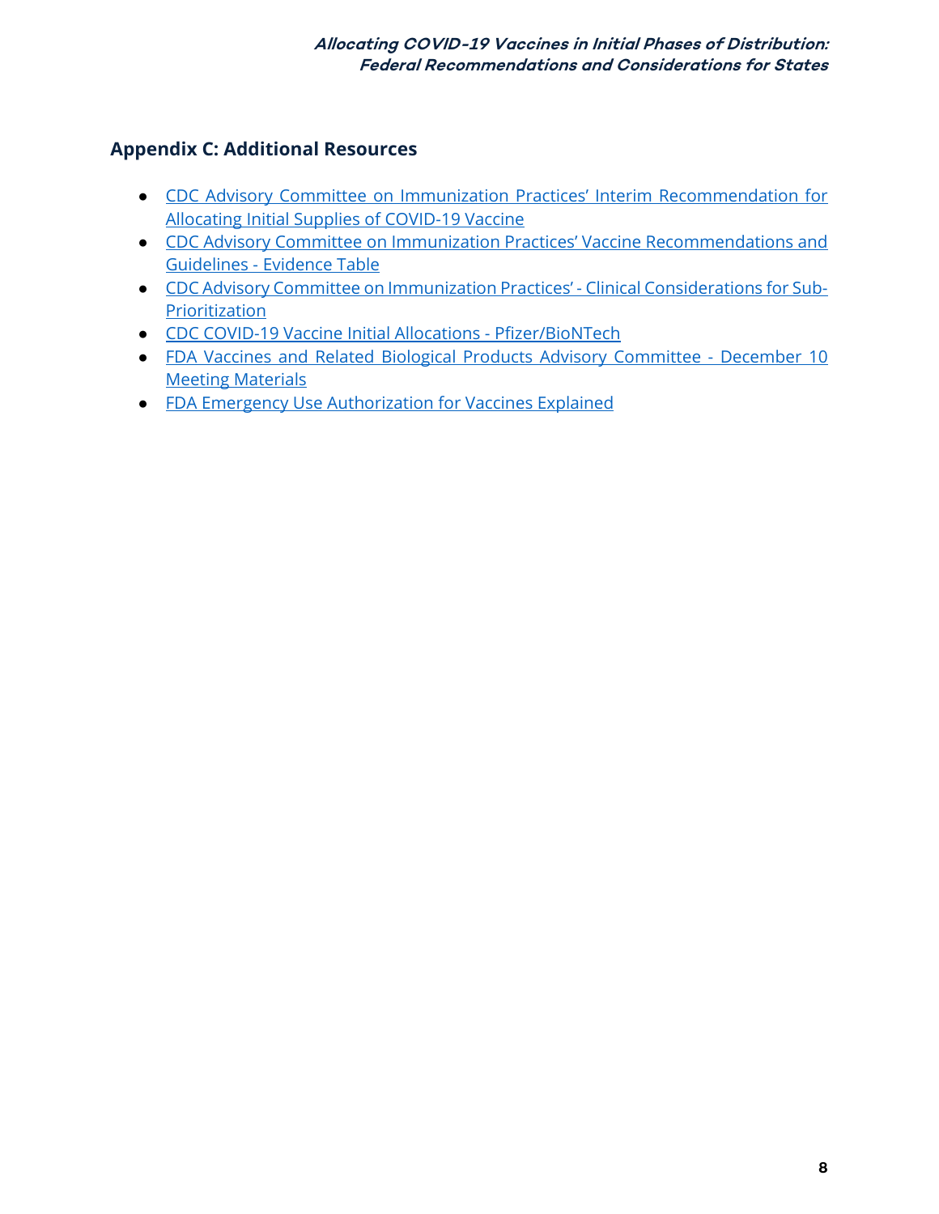## Appendix C: Additional Resources

- CDC Advisory Committee on Immunization Practices' Interim Recommendation for Allocating Initial Supplies of COVID-19 Vaccine
- CDC Advisory Committee on Immunization Practices' Vaccine Recommendations and Guidelines - Evidence Table
- CDC Advisory Committee on Immunization Practices' - Clinical Considerations for Sub-Prioritization
- CDC COVID-19 Vaccine Initial Allocations - Pfizer/BioNTech
- FDA Vaccines and Related Biological Products Advisory Committee - December 10 Meeting Materials
- FDA Emergency Use Authorization for Vaccines Explained